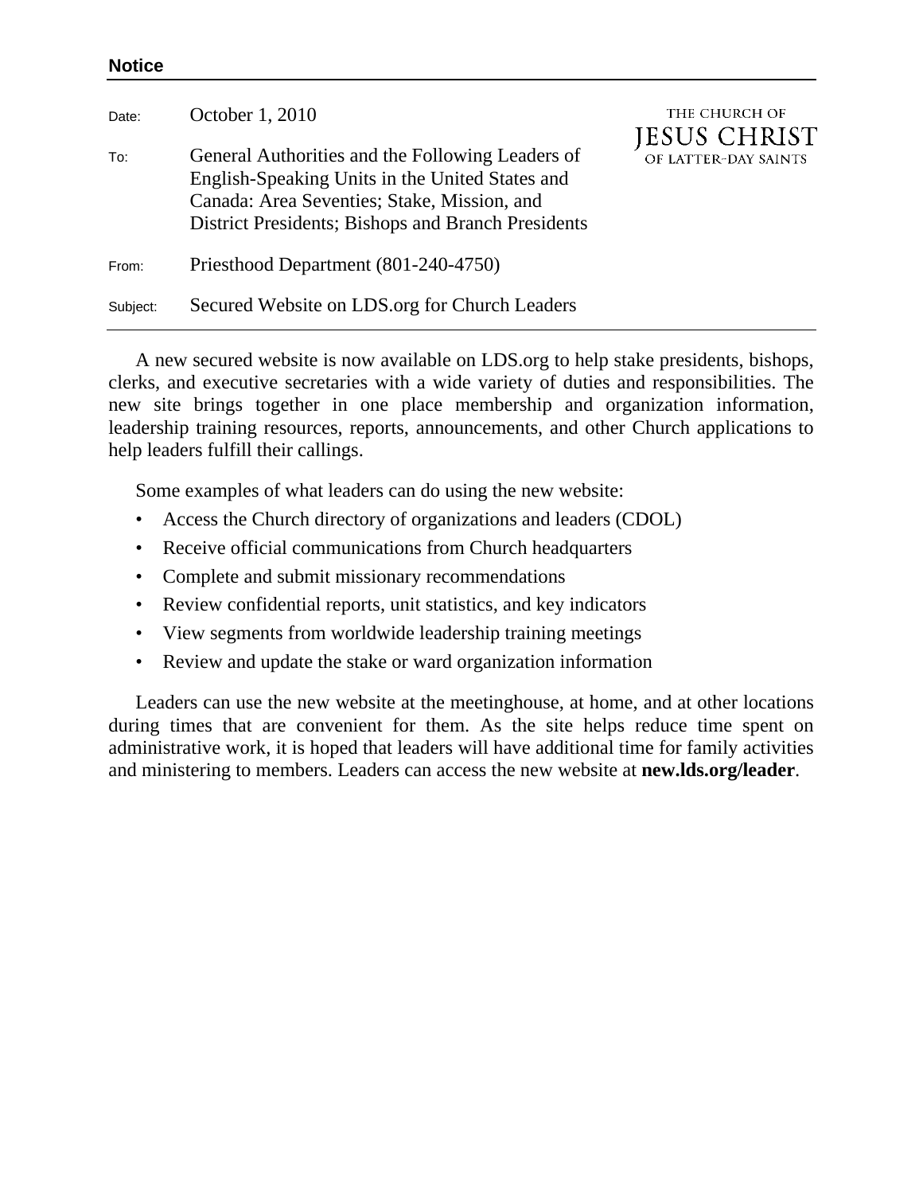**Notice**

| | |
|---|---|
| Date: | October 1, 2010 |
| To: | General Authorities and the Following Leaders of English-Speaking Units in the United States and Canada: Area Seventies; Stake, Mission, and District Presidents; Bishops and Branch Presidents |
| From: | Priesthood Department (801-240-4750) |
| Subject: | Secured Website on LDS.org for Church Leaders |

THE CHURCH OF JESUS CHRIST OF LATTER-DAY SAINTS

A new secured website is now available on LDS.org to help stake presidents, bishops, clerks, and executive secretaries with a wide variety of duties and responsibilities. The new site brings together in one place membership and organization information, leadership training resources, reports, announcements, and other Church applications to help leaders fulfill their callings.

Some examples of what leaders can do using the new website:

- Access the Church directory of organizations and leaders (CDOL)
- Receive official communications from Church headquarters
- Complete and submit missionary recommendations
- Review confidential reports, unit statistics, and key indicators
- View segments from worldwide leadership training meetings
- Review and update the stake or ward organization information

Leaders can use the new website at the meetinghouse, at home, and at other locations during times that are convenient for them. As the site helps reduce time spent on administrative work, it is hoped that leaders will have additional time for family activities and ministering to members. Leaders can access the new website at **new.lds.org/leader**.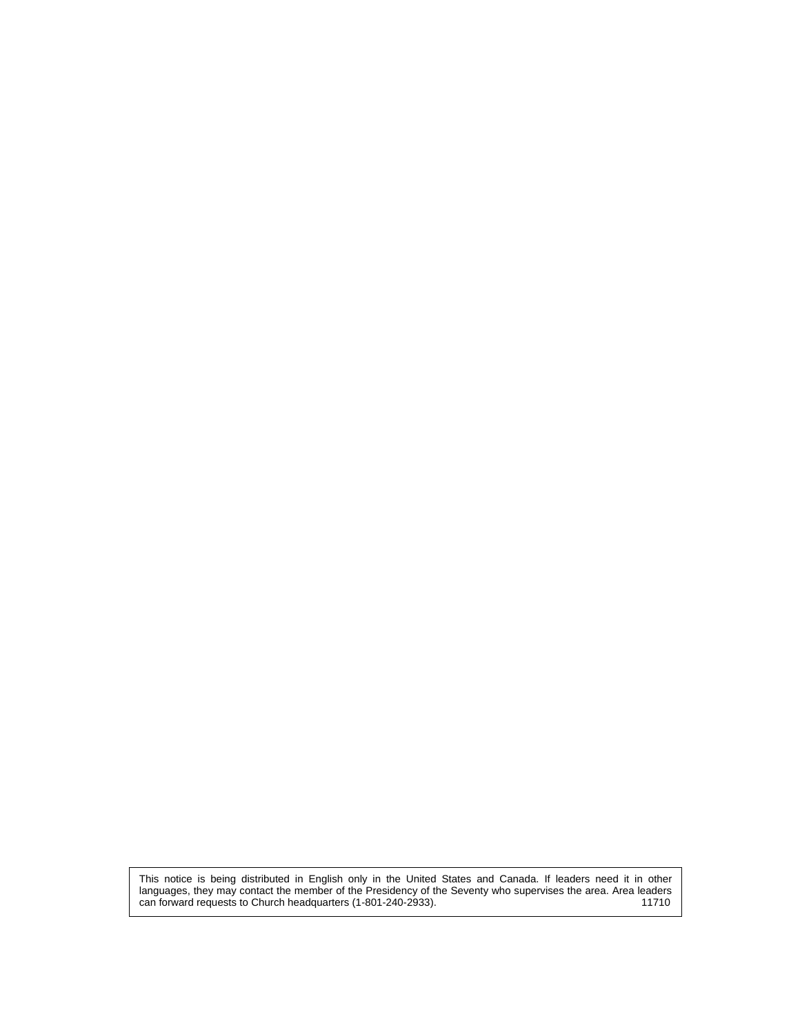This notice is being distributed in English only in the United States and Canada. If leaders need it in other languages, they may contact the member of the Presidency of the Seventy who supervises the area. Area leaders can forward requests to Church headquarters (1-801-240-2933). 11710